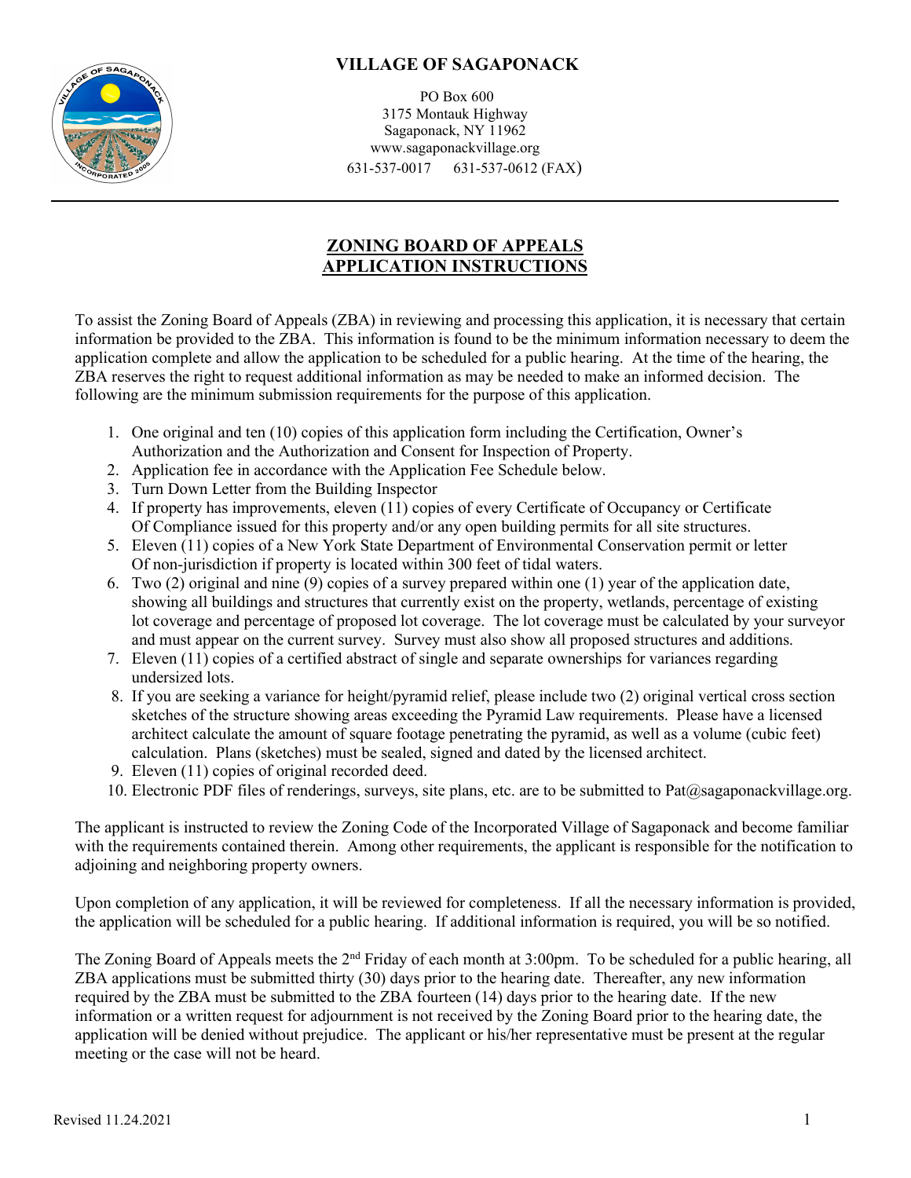# VILLAGE OF SAGAPONACK

PO Box 600
3175 Montauk Highway
Sagaponack, NY 11962
www.sagaponackvillage.org
631-537-0017 631-537-0612 (FAX)

---

## ZONING BOARD OF APPEALS APPLICATION INSTRUCTIONS

To assist the Zoning Board of Appeals (ZBA) in reviewing and processing this application, it is necessary that certain information be provided to the ZBA. This information is found to be the minimum information necessary to deem the application complete and allow the application to be scheduled for a public hearing. At the time of the hearing, the ZBA reserves the right to request additional information as may be needed to make an informed decision. The following are the minimum submission requirements for the purpose of this application.

1. One original and ten (10) copies of this application form including the Certification, Owner's Authorization and the Authorization and Consent for Inspection of Property.
2. Application fee in accordance with the Application Fee Schedule below.
3. Turn Down Letter from the Building Inspector
4. If property has improvements, eleven (11) copies of every Certificate of Occupancy or Certificate Of Compliance issued for this property and/or any open building permits for all site structures.
5. Eleven (11) copies of a New York State Department of Environmental Conservation permit or letter Of non-jurisdiction if property is located within 300 feet of tidal waters.
6. Two (2) original and nine (9) copies of a survey prepared within one (1) year of the application date, showing all buildings and structures that currently exist on the property, wetlands, percentage of existing lot coverage and percentage of proposed lot coverage. The lot coverage must be calculated by your surveyor and must appear on the current survey. Survey must also show all proposed structures and additions.
7. Eleven (11) copies of a certified abstract of single and separate ownerships for variances regarding undersized lots.
8. If you are seeking a variance for height/pyramid relief, please include two (2) original vertical cross section sketches of the structure showing areas exceeding the Pyramid Law requirements. Please have a licensed architect calculate the amount of square footage penetrating the pyramid, as well as a volume (cubic feet) calculation. Plans (sketches) must be sealed, signed and dated by the licensed architect.
9. Eleven (11) copies of original recorded deed.
10. Electronic PDF files of renderings, surveys, site plans, etc. are to be submitted to Pat@sagaponackvillage.org.

The applicant is instructed to review the Zoning Code of the Incorporated Village of Sagaponack and become familiar with the requirements contained therein. Among other requirements, the applicant is responsible for the notification to adjoining and neighboring property owners.

Upon completion of any application, it will be reviewed for completeness. If all the necessary information is provided, the application will be scheduled for a public hearing. If additional information is required, you will be so notified.

The Zoning Board of Appeals meets the 2nd Friday of each month at 3:00pm. To be scheduled for a public hearing, all ZBA applications must be submitted thirty (30) days prior to the hearing date. Thereafter, any new information required by the ZBA must be submitted to the ZBA fourteen (14) days prior to the hearing date. If the new information or a written request for adjournment is not received by the Zoning Board prior to the hearing date, the application will be denied without prejudice. The applicant or his/her representative must be present at the regular meeting or the case will not be heard.

Revised 11.24.2021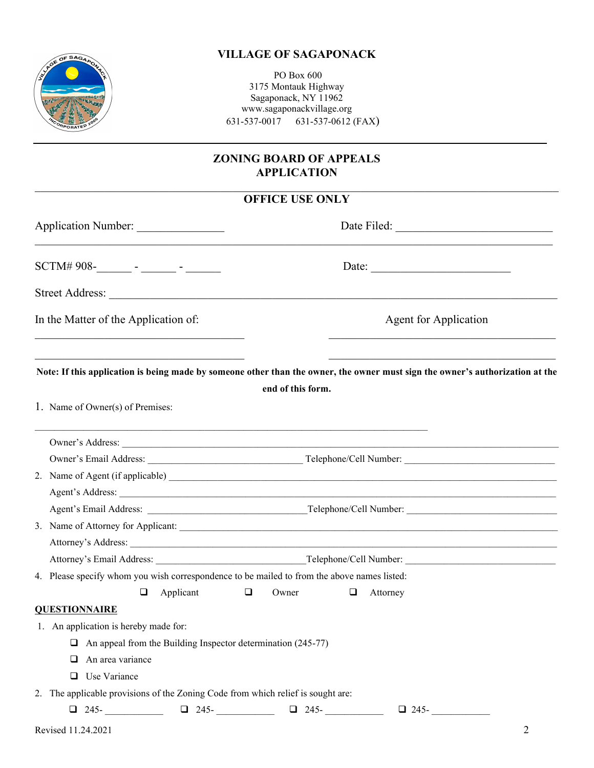# VILLAGE OF SAGAPONACK

PO Box 600
3175 Montauk Highway
Sagaponack, NY 11962
www.sagaponackvillage.org
631-537-0017    631-537-0612 (FAX)

## ZONING BOARD OF APPEALS APPLICATION

### OFFICE USE ONLY

Application Number: _______________    Date Filed: ____________________________

SCTM# 908-______ - ______ - ______    Date: _________________________

Street Address: ________________________________________________________________

In the Matter of the Application of:    Agent for Application

_____________________________________    _____________________________________

_____________________________________    _____________________________________

**Note: If this application is being made by someone other than the owner, the owner must sign the owner's authorization at the end of this form.**

1. Name of Owner(s) of Premises:

   ______________________________________________________________________

   Owner's Address: ________________________________________________________

   Owner's Email Address: ______________________________ Telephone/Cell Number: ______________________________

2. Name of Agent (if applicable) ________________________________________________

   Agent's Address: ________________________________________________________

   Agent's Email Address: ______________________________ Telephone/Cell Number: ______________________________

3. Name of Attorney for Applicant: ______________________________________________

   Attorney's Address: ______________________________________________________

   Attorney's Email Address: ______________________________ Telephone/Cell Number: ______________________________

4. Please specify whom you wish correspondence to be mailed to from the above names listed:

   ❑ Applicant    ❑ Owner    ❑ Attorney

**QUESTIONNAIRE**

1. An application is hereby made for:
   - ❑ An appeal from the Building Inspector determination (245-77)
   - ❑ An area variance
   - ❑ Use Variance
2. The applicable provisions of the Zoning Code from which relief is sought are:

   ❑ 245- ____________    ❑ 245- ____________    ❑ 245- ____________    ❑ 245- ____________

Revised 11.24.2021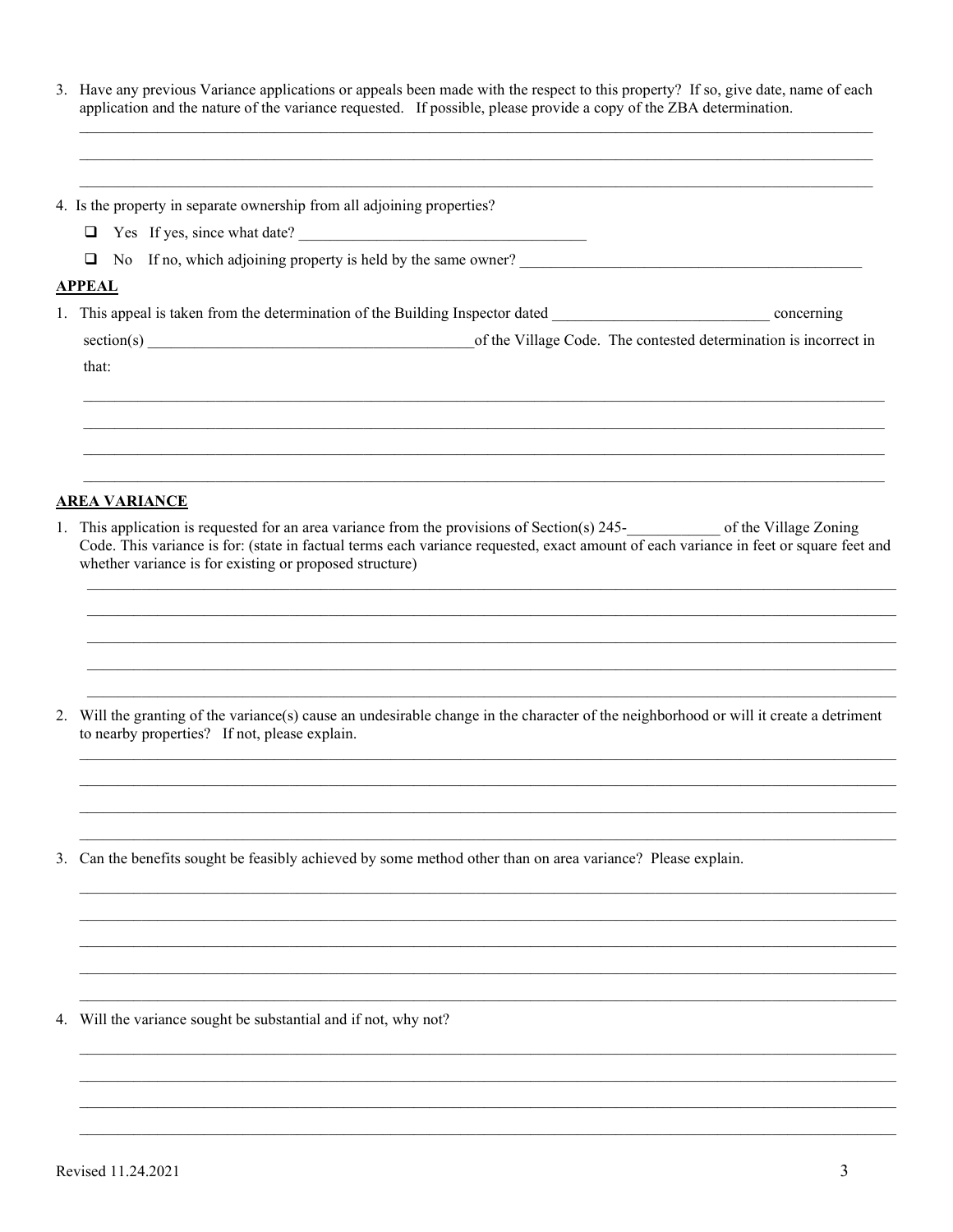3. Have any previous Variance applications or appeals been made with the respect to this property? If so, give date, name of each application and the nature of the variance requested. If possible, please provide a copy of the ZBA determination.

\_\_\_\_\_\_\_\_\_\_\_\_\_\_\_\_\_\_\_\_\_\_\_\_\_\_\_\_\_\_\_\_\_\_\_\_\_\_\_\_\_\_\_\_\_\_\_\_\_\_\_\_\_\_\_\_\_\_\_\_\_\_\_\_\_\_\_\_\_\_\_\_

\_\_\_\_\_\_\_\_\_\_\_\_\_\_\_\_\_\_\_\_\_\_\_\_\_\_\_\_\_\_\_\_\_\_\_\_\_\_\_\_\_\_\_\_\_\_\_\_\_\_\_\_\_\_\_\_\_\_\_\_\_\_\_\_\_\_\_\_\_\_\_\_

\_\_\_\_\_\_\_\_\_\_\_\_\_\_\_\_\_\_\_\_\_\_\_\_\_\_\_\_\_\_\_\_\_\_\_\_\_\_\_\_\_\_\_\_\_\_\_\_\_\_\_\_\_\_\_\_\_\_\_\_\_\_\_\_\_\_\_\_\_\_\_\_

4. Is the property in separate ownership from all adjoining properties?

- ☐ Yes If yes, since what date? \_\_\_\_\_\_\_\_\_\_\_\_\_\_\_\_\_\_\_\_\_\_\_\_\_\_\_\_\_\_\_\_\_\_\_\_\_\_
- ☐ No If no, which adjoining property is held by the same owner? \_\_\_\_\_\_\_\_\_\_\_\_\_\_\_\_\_\_\_\_\_\_\_\_\_\_\_\_\_\_\_\_\_\_\_\_\_\_\_\_\_\_\_\_

## APPEAL

1. This appeal is taken from the determination of the Building Inspector dated \_\_\_\_\_\_\_\_\_\_\_\_\_\_\_\_\_\_\_\_\_\_\_\_\_\_\_\_ concerning section(s) \_\_\_\_\_\_\_\_\_\_\_\_\_\_\_\_\_\_\_\_\_\_\_\_\_\_\_\_\_\_\_\_\_\_\_\_\_\_\_\_\_\_ of the Village Code. The contested determination is incorrect in that:

\_\_\_\_\_\_\_\_\_\_\_\_\_\_\_\_\_\_\_\_\_\_\_\_\_\_\_\_\_\_\_\_\_\_\_\_\_\_\_\_\_\_\_\_\_\_\_\_\_\_\_\_\_\_\_\_\_\_\_\_\_\_\_\_\_\_\_\_\_\_\_\_

\_\_\_\_\_\_\_\_\_\_\_\_\_\_\_\_\_\_\_\_\_\_\_\_\_\_\_\_\_\_\_\_\_\_\_\_\_\_\_\_\_\_\_\_\_\_\_\_\_\_\_\_\_\_\_\_\_\_\_\_\_\_\_\_\_\_\_\_\_\_\_\_

\_\_\_\_\_\_\_\_\_\_\_\_\_\_\_\_\_\_\_\_\_\_\_\_\_\_\_\_\_\_\_\_\_\_\_\_\_\_\_\_\_\_\_\_\_\_\_\_\_\_\_\_\_\_\_\_\_\_\_\_\_\_\_\_\_\_\_\_\_\_\_\_

\_\_\_\_\_\_\_\_\_\_\_\_\_\_\_\_\_\_\_\_\_\_\_\_\_\_\_\_\_\_\_\_\_\_\_\_\_\_\_\_\_\_\_\_\_\_\_\_\_\_\_\_\_\_\_\_\_\_\_\_\_\_\_\_\_\_\_\_\_\_\_\_

## AREA VARIANCE

1. This application is requested for an area variance from the provisions of Section(s) 245-\_\_\_\_\_\_\_\_\_\_\_\_ of the Village Zoning Code. This variance is for: (state in factual terms each variance requested, exact amount of each variance in feet or square feet and whether variance is for existing or proposed structure)

\_\_\_\_\_\_\_\_\_\_\_\_\_\_\_\_\_\_\_\_\_\_\_\_\_\_\_\_\_\_\_\_\_\_\_\_\_\_\_\_\_\_\_\_\_\_\_\_\_\_\_\_\_\_\_\_\_\_\_\_\_\_\_\_\_\_\_\_\_\_\_\_

\_\_\_\_\_\_\_\_\_\_\_\_\_\_\_\_\_\_\_\_\_\_\_\_\_\_\_\_\_\_\_\_\_\_\_\_\_\_\_\_\_\_\_\_\_\_\_\_\_\_\_\_\_\_\_\_\_\_\_\_\_\_\_\_\_\_\_\_\_\_\_\_

\_\_\_\_\_\_\_\_\_\_\_\_\_\_\_\_\_\_\_\_\_\_\_\_\_\_\_\_\_\_\_\_\_\_\_\_\_\_\_\_\_\_\_\_\_\_\_\_\_\_\_\_\_\_\_\_\_\_\_\_\_\_\_\_\_\_\_\_\_\_\_\_

\_\_\_\_\_\_\_\_\_\_\_\_\_\_\_\_\_\_\_\_\_\_\_\_\_\_\_\_\_\_\_\_\_\_\_\_\_\_\_\_\_\_\_\_\_\_\_\_\_\_\_\_\_\_\_\_\_\_\_\_\_\_\_\_\_\_\_\_\_\_\_\_

\_\_\_\_\_\_\_\_\_\_\_\_\_\_\_\_\_\_\_\_\_\_\_\_\_\_\_\_\_\_\_\_\_\_\_\_\_\_\_\_\_\_\_\_\_\_\_\_\_\_\_\_\_\_\_\_\_\_\_\_\_\_\_\_\_\_\_\_\_\_\_\_

2. Will the granting of the variance(s) cause an undesirable change in the character of the neighborhood or will it create a detriment to nearby properties? If not, please explain.

\_\_\_\_\_\_\_\_\_\_\_\_\_\_\_\_\_\_\_\_\_\_\_\_\_\_\_\_\_\_\_\_\_\_\_\_\_\_\_\_\_\_\_\_\_\_\_\_\_\_\_\_\_\_\_\_\_\_\_\_\_\_\_\_\_\_\_\_\_\_\_\_

\_\_\_\_\_\_\_\_\_\_\_\_\_\_\_\_\_\_\_\_\_\_\_\_\_\_\_\_\_\_\_\_\_\_\_\_\_\_\_\_\_\_\_\_\_\_\_\_\_\_\_\_\_\_\_\_\_\_\_\_\_\_\_\_\_\_\_\_\_\_\_\_

\_\_\_\_\_\_\_\_\_\_\_\_\_\_\_\_\_\_\_\_\_\_\_\_\_\_\_\_\_\_\_\_\_\_\_\_\_\_\_\_\_\_\_\_\_\_\_\_\_\_\_\_\_\_\_\_\_\_\_\_\_\_\_\_\_\_\_\_\_\_\_\_

\_\_\_\_\_\_\_\_\_\_\_\_\_\_\_\_\_\_\_\_\_\_\_\_\_\_\_\_\_\_\_\_\_\_\_\_\_\_\_\_\_\_\_\_\_\_\_\_\_\_\_\_\_\_\_\_\_\_\_\_\_\_\_\_\_\_\_\_\_\_\_\_

3. Can the benefits sought be feasibly achieved by some method other than on area variance? Please explain.

\_\_\_\_\_\_\_\_\_\_\_\_\_\_\_\_\_\_\_\_\_\_\_\_\_\_\_\_\_\_\_\_\_\_\_\_\_\_\_\_\_\_\_\_\_\_\_\_\_\_\_\_\_\_\_\_\_\_\_\_\_\_\_\_\_\_\_\_\_\_\_\_

\_\_\_\_\_\_\_\_\_\_\_\_\_\_\_\_\_\_\_\_\_\_\_\_\_\_\_\_\_\_\_\_\_\_\_\_\_\_\_\_\_\_\_\_\_\_\_\_\_\_\_\_\_\_\_\_\_\_\_\_\_\_\_\_\_\_\_\_\_\_\_\_

\_\_\_\_\_\_\_\_\_\_\_\_\_\_\_\_\_\_\_\_\_\_\_\_\_\_\_\_\_\_\_\_\_\_\_\_\_\_\_\_\_\_\_\_\_\_\_\_\_\_\_\_\_\_\_\_\_\_\_\_\_\_\_\_\_\_\_\_\_\_\_\_

\_\_\_\_\_\_\_\_\_\_\_\_\_\_\_\_\_\_\_\_\_\_\_\_\_\_\_\_\_\_\_\_\_\_\_\_\_\_\_\_\_\_\_\_\_\_\_\_\_\_\_\_\_\_\_\_\_\_\_\_\_\_\_\_\_\_\_\_\_\_\_\_

\_\_\_\_\_\_\_\_\_\_\_\_\_\_\_\_\_\_\_\_\_\_\_\_\_\_\_\_\_\_\_\_\_\_\_\_\_\_\_\_\_\_\_\_\_\_\_\_\_\_\_\_\_\_\_\_\_\_\_\_\_\_\_\_\_\_\_\_\_\_\_\_

4. Will the variance sought be substantial and if not, why not?

\_\_\_\_\_\_\_\_\_\_\_\_\_\_\_\_\_\_\_\_\_\_\_\_\_\_\_\_\_\_\_\_\_\_\_\_\_\_\_\_\_\_\_\_\_\_\_\_\_\_\_\_\_\_\_\_\_\_\_\_\_\_\_\_\_\_\_\_\_\_\_\_

\_\_\_\_\_\_\_\_\_\_\_\_\_\_\_\_\_\_\_\_\_\_\_\_\_\_\_\_\_\_\_\_\_\_\_\_\_\_\_\_\_\_\_\_\_\_\_\_\_\_\_\_\_\_\_\_\_\_\_\_\_\_\_\_\_\_\_\_\_\_\_\_

\_\_\_\_\_\_\_\_\_\_\_\_\_\_\_\_\_\_\_\_\_\_\_\_\_\_\_\_\_\_\_\_\_\_\_\_\_\_\_\_\_\_\_\_\_\_\_\_\_\_\_\_\_\_\_\_\_\_\_\_\_\_\_\_\_\_\_\_\_\_\_\_

\_\_\_\_\_\_\_\_\_\_\_\_\_\_\_\_\_\_\_\_\_\_\_\_\_\_\_\_\_\_\_\_\_\_\_\_\_\_\_\_\_\_\_\_\_\_\_\_\_\_\_\_\_\_\_\_\_\_\_\_\_\_\_\_\_\_\_\_\_\_\_\_

Revised 11.24.2021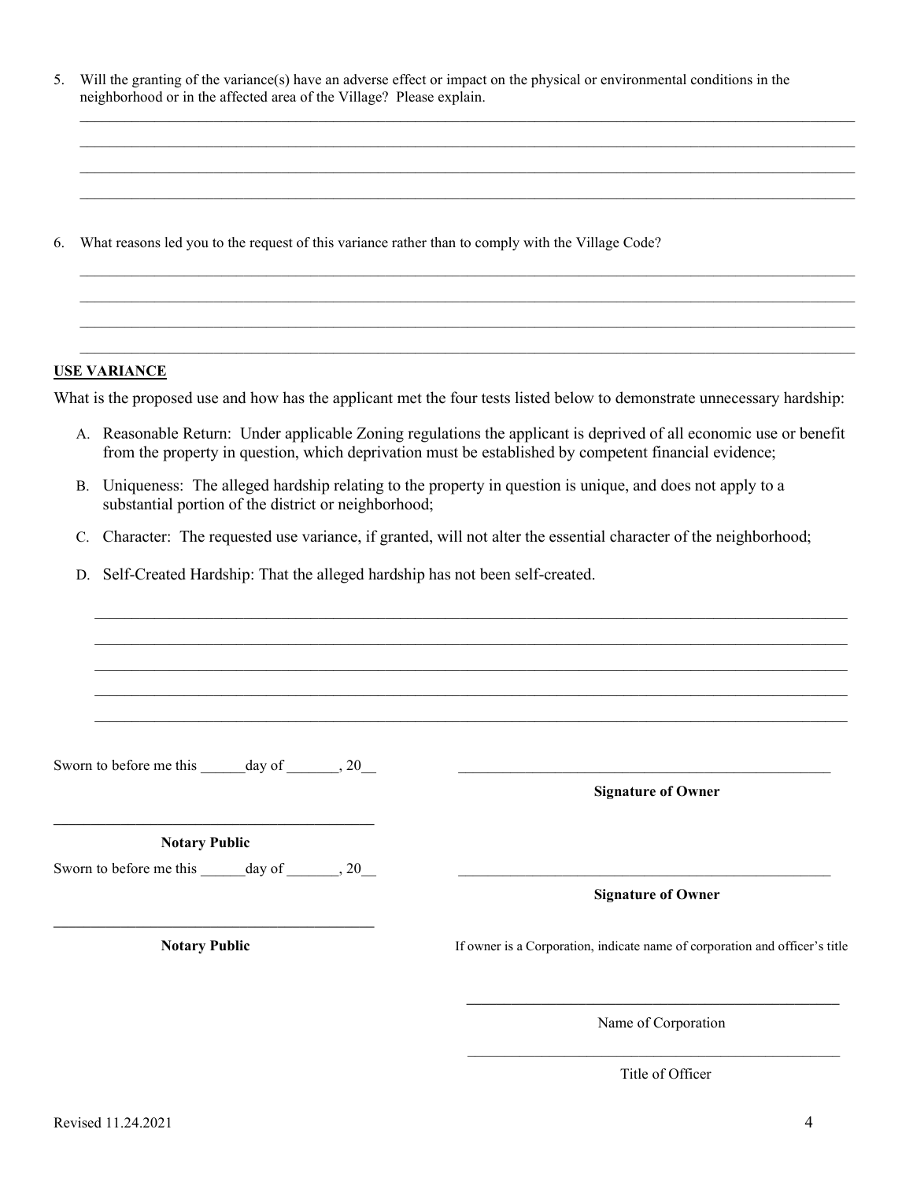5. Will the granting of the variance(s) have an adverse effect or impact on the physical or environmental conditions in the neighborhood or in the affected area of the Village? Please explain.

_______________________________________________________________________________________________________________
_______________________________________________________________________________________________________________
_______________________________________________________________________________________________________________
_______________________________________________________________________________________________________________

6. What reasons led you to the request of this variance rather than to comply with the Village Code?

_______________________________________________________________________________________________________________
_______________________________________________________________________________________________________________
_______________________________________________________________________________________________________________
_______________________________________________________________________________________________________________

**USE VARIANCE**

What is the proposed use and how has the applicant met the four tests listed below to demonstrate unnecessary hardship:

A. Reasonable Return: Under applicable Zoning regulations the applicant is deprived of all economic use or benefit from the property in question, which deprivation must be established by competent financial evidence;

B. Uniqueness: The alleged hardship relating to the property in question is unique, and does not apply to a substantial portion of the district or neighborhood;

C. Character: The requested use variance, if granted, will not alter the essential character of the neighborhood;

D. Self-Created Hardship: That the alleged hardship has not been self-created.

_______________________________________________________________________________________________________________
_______________________________________________________________________________________________________________
_______________________________________________________________________________________________________________
_______________________________________________________________________________________________________________
_______________________________________________________________________________________________________________

Sworn to before me this ______day of _______, 20__

___________________________________________
**Signature of Owner**

___________________________________________
**Notary Public**

Sworn to before me this ______day of _______, 20__

___________________________________________
**Signature of Owner**

___________________________________________
**Notary Public**

If owner is a Corporation, indicate name of corporation and officer's title

___________________________________________
Name of Corporation

___________________________________________
Title of Officer

Revised 11.24.2021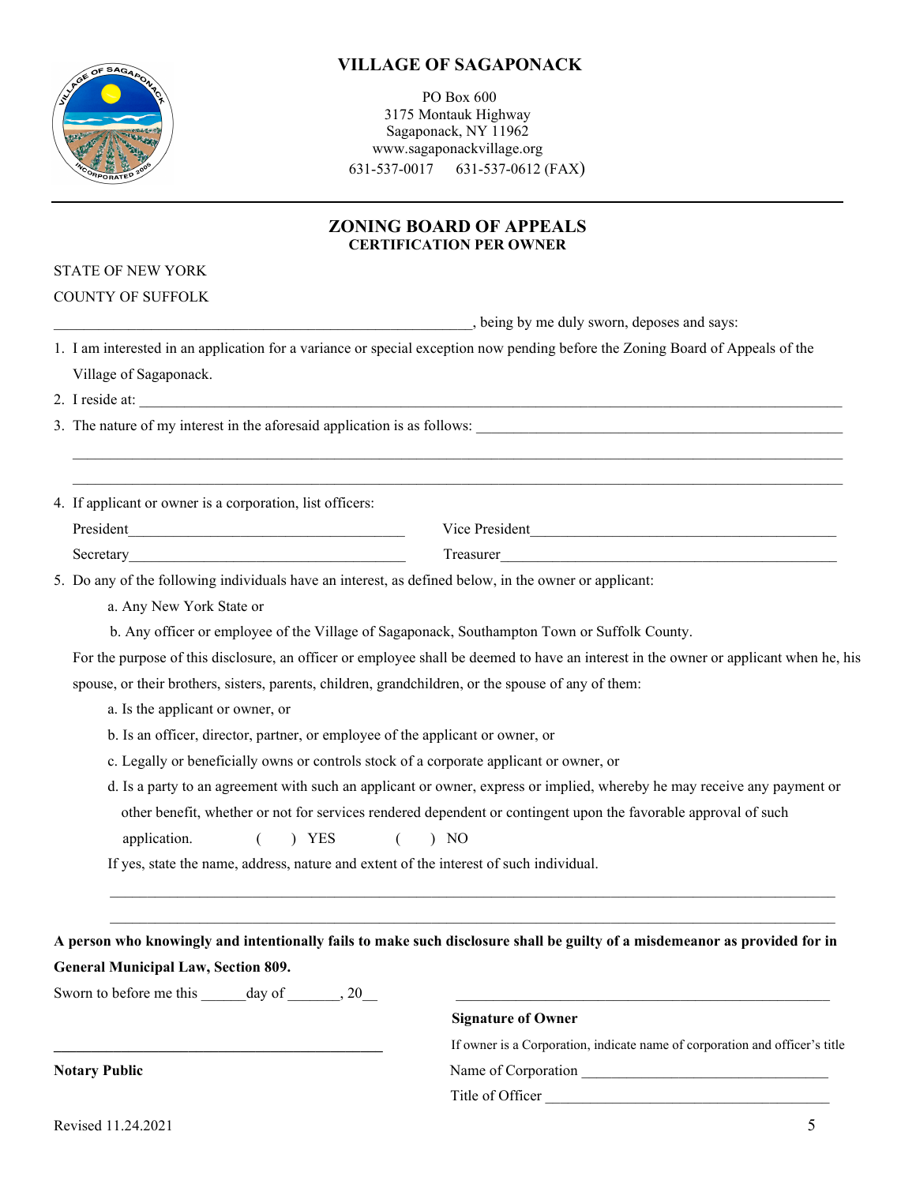# VILLAGE OF SAGAPONACK

PO Box 600
3175 Montauk Highway
Sagaponack, NY 11962
www.sagaponackvillage.org
631-537-0017 631-537-0612 (FAX)

## ZONING BOARD OF APPEALS
### CERTIFICATION PER OWNER

STATE OF NEW YORK

COUNTY OF SUFFOLK

\_\_\_\_\_\_\_\_\_\_\_\_\_\_\_\_\_\_\_\_\_\_\_\_\_\_\_\_\_\_\_\_\_\_\_\_\_\_\_\_\_\_\_\_\_\_\_\_\_\_\_\_\_\_, being by me duly sworn, deposes and says:

1. I am interested in an application for a variance or special exception now pending before the Zoning Board of Appeals of the Village of Sagaponack.
2. I reside at: \_\_\_\_\_\_\_\_\_\_\_\_\_\_\_\_\_\_\_\_\_\_\_\_\_\_\_\_\_\_\_\_\_\_\_\_\_\_\_\_\_\_\_\_\_\_\_\_\_\_\_\_\_\_\_\_\_\_\_\_\_\_\_\_\_\_\_\_\_\_\_\_\_\_\_\_
3. The nature of my interest in the aforesaid application is as follows: \_\_\_\_\_\_\_\_\_\_\_\_\_\_\_\_\_\_\_\_\_\_\_\_\_\_\_\_\_\_\_\_\_\_\_\_\_\_\_\_\_\_\_\_\_\_\_\_\_\_\_\_\_\_\_\_\_\_\_\_\_\_\_\_\_\_\_\_\_\_\_\_\_\_\_\_\_\_\_\_\_\_\_\_\_\_\_\_\_\_\_\_\_\_\_\_\_\_\_\_\_\_\_\_\_\_\_\_\_\_\_\_\_\_\_\_\_\_\_\_\_\_\_\_\_\_\_\_\_\_\_\_\_\_\_\_\_\_\_\_\_\_\_\_\_\_\_\_\_\_\_\_\_\_\_\_\_\_\_\_\_\_\_\_\_\_\_\_\_\_\_\_\_\_\_\_\_\_\_\_\_\_\_\_\_\_\_\_\_\_\_\_\_\_\_\_\_\_\_\_\_\_\_\_\_\_\_\_\_\_\_\_\_\_\_\_\_\_\_\_\_\_\_\_\_\_\_\_\_\_\_\_\_\_\_\_\_\_\_\_\_\_\_\_\_\_\_\_\_\_\_\_\_\_\_\_\_\_\_\_\_\_\_\_\_\_\_\_\_\_\_\_\_\_\_\_\_\_\_\_\_\_\_\_\_\_\_\_\_\_\_\_\_\_\_\_\_\_\_\_\_\_\_\_\_\_\_\_\_\_\_\_\_\_
4. If applicant or owner is a corporation, list officers:

   President\_\_\_\_\_\_\_\_\_\_\_\_\_\_\_\_\_\_\_\_\_\_\_\_\_\_\_\_\_\_\_\_\_\_\_\_ Vice President\_\_\_\_\_\_\_\_\_\_\_\_\_\_\_\_\_\_\_\_\_\_\_\_\_\_\_\_\_\_\_\_\_\_\_\_\_\_\_\_\_\_

   Secretary\_\_\_\_\_\_\_\_\_\_\_\_\_\_\_\_\_\_\_\_\_\_\_\_\_\_\_\_\_\_\_\_\_\_\_\_\_ Treasurer\_\_\_\_\_\_\_\_\_\_\_\_\_\_\_\_\_\_\_\_\_\_\_\_\_\_\_\_\_\_\_\_\_\_\_\_\_\_\_\_\_\_\_\_\_
5. Do any of the following individuals have an interest, as defined below, in the owner or applicant:

   a. Any New York State or

   b. Any officer or employee of the Village of Sagaponack, Southampton Town or Suffolk County.

   For the purpose of this disclosure, an officer or employee shall be deemed to have an interest in the owner or applicant when he, his spouse, or their brothers, sisters, parents, children, grandchildren, or the spouse of any of them:

   a. Is the applicant or owner, or

   b. Is an officer, director, partner, or employee of the applicant or owner, or

   c. Legally or beneficially owns or controls stock of a corporate applicant or owner, or

   d. Is a party to an agreement with such an applicant or owner, express or implied, whereby he may receive any payment or other benefit, whether or not for services rendered dependent or contingent upon the favorable approval of such application. ( ) YES ( ) NO

   If yes, state the name, address, nature and extent of the interest of such individual.

   \_\_\_\_\_\_\_\_\_\_\_\_\_\_\_\_\_\_\_\_\_\_\_\_\_\_\_\_\_\_\_\_\_\_\_\_\_\_\_\_\_\_\_\_\_\_\_\_\_\_\_\_\_\_\_\_\_\_\_\_\_\_\_\_\_\_\_\_\_\_\_\_\_\_\_\_\_\_\_\_\_\_\_\_\_\_\_\_\_\_\_\_\_\_\_\_\_

   \_\_\_\_\_\_\_\_\_\_\_\_\_\_\_\_\_\_\_\_\_\_\_\_\_\_\_\_\_\_\_\_\_\_\_\_\_\_\_\_\_\_\_\_\_\_\_\_\_\_\_\_\_\_\_\_\_\_\_\_\_\_\_\_\_\_\_\_\_\_\_\_\_\_\_\_\_\_\_\_\_\_\_\_\_\_\_\_\_\_\_\_\_\_\_\_\_

**A person who knowingly and intentionally fails to make such disclosure shall be guilty of a misdemeanor as provided for in General Municipal Law, Section 809.**

Sworn to before me this \_\_\_\_\_\_day of \_\_\_\_\_\_\_, 20\_\_ \_\_\_\_\_\_\_\_\_\_\_\_\_\_\_\_\_\_\_\_\_\_\_\_\_\_\_\_\_\_\_\_\_\_\_\_\_\_\_\_\_\_\_\_\_\_\_\_

**Signature of Owner**

If owner is a Corporation, indicate name of corporation and officer's title

\_\_\_\_\_\_\_\_\_\_\_\_\_\_\_\_\_\_\_\_\_\_\_\_\_\_\_\_\_\_\_\_\_\_\_\_\_\_\_\_\_\_\_\_\_\_\_\_

**Notary Public**

Name of Corporation \_\_\_\_\_\_\_\_\_\_\_\_\_\_\_\_\_\_\_\_\_\_\_\_\_\_\_\_\_\_\_\_\_\_

Title of Officer \_\_\_\_\_\_\_\_\_\_\_\_\_\_\_\_\_\_\_\_\_\_\_\_\_\_\_\_\_\_\_\_\_\_\_\_\_\_

Revised 11.24.2021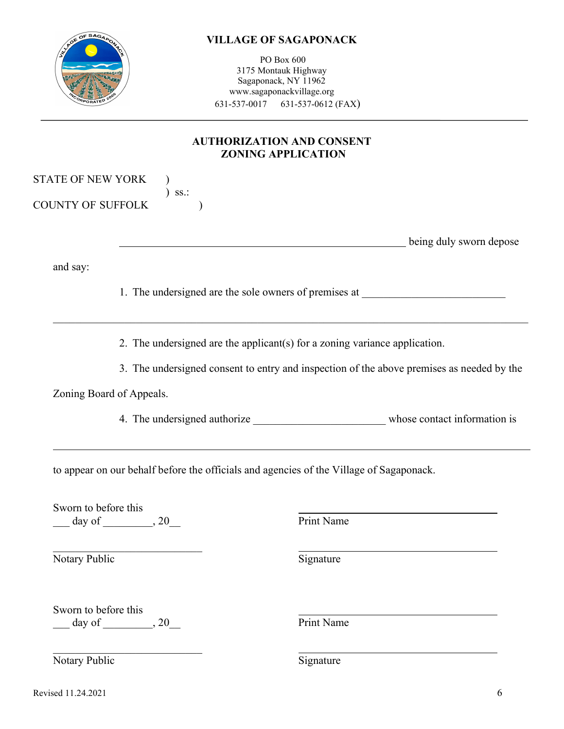**VILLAGE OF SAGAPONACK**

PO Box 600
3175 Montauk Highway
Sagaponack, NY 11962
www.sagaponackvillage.org
631-537-0017 631-537-0612 (FAX)

---

## AUTHORIZATION AND CONSENT
## ZONING APPLICATION

STATE OF NEW YORK )
) ss.:
COUNTY OF SUFFOLK )

_____________________________________________________ being duly sworn depose and say:

1. The undersigned are the sole owners of premises at __________________________

_______________________________________________________________________________

2. The undersigned are the applicant(s) for a zoning variance application.

3. The undersigned consent to entry and inspection of the above premises as needed by the Zoning Board of Appeals.

4. The undersigned authorize ________________________ whose contact information is

_______________________________________________________________________________

to appear on our behalf before the officials and agencies of the Village of Sagaponack.

Sworn to before this
___ day of _________, 20__

___________________________
Notary Public

___________________________
Print Name

___________________________
Signature

Sworn to before this
___ day of _________, 20__

___________________________
Notary Public

___________________________
Print Name

___________________________
Signature

Revised 11.24.2021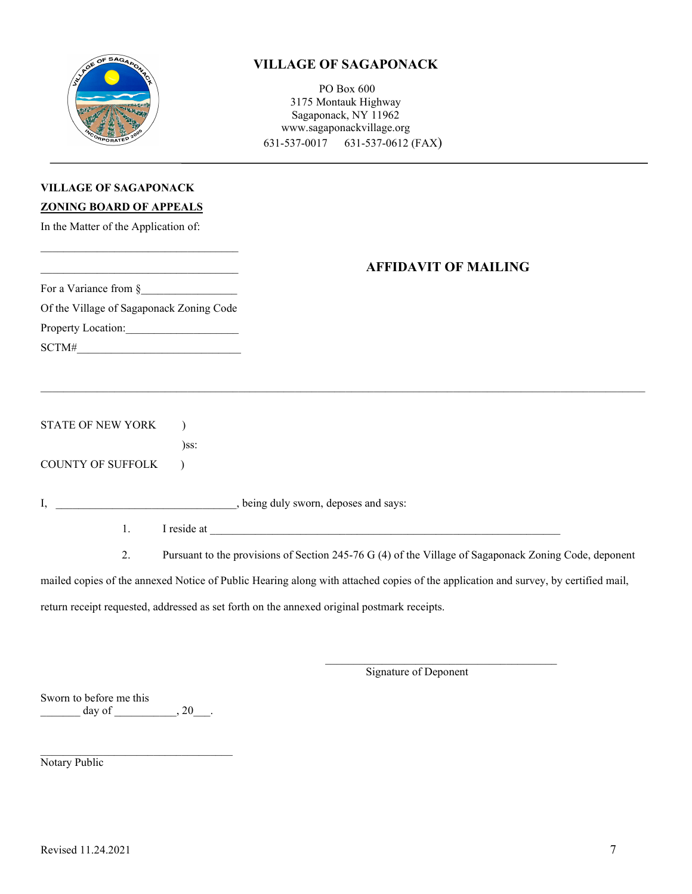# VILLAGE OF SAGAPONACK

PO Box 600
3175 Montauk Highway
Sagaponack, NY 11962
www.sagaponackvillage.org
631-537-0017 631-537-0612 (FAX)

---

**VILLAGE OF SAGAPONACK**
**ZONING BOARD OF APPEALS**
In the Matter of the Application of:

___________________________________

___________________________________

For a Variance from §_________________
Of the Village of Sagaponack Zoning Code
Property Location:____________________
SCTM#______________________________

## AFFIDAVIT OF MAILING

---

STATE OF NEW YORK )
)ss:
COUNTY OF SUFFOLK )

I, ________________________________, being duly sworn, deposes and says:

1. I reside at ______________________________________________________________

2. Pursuant to the provisions of Section 245-76 G (4) of the Village of Sagaponack Zoning Code, deponent mailed copies of the annexed Notice of Public Hearing along with attached copies of the application and survey, by certified mail, return receipt requested, addressed as set forth on the annexed original postmark receipts.

_________________________________________
Signature of Deponent

Sworn to before me this
_______ day of ___________, 20___.

__________________________________
Notary Public

Revised 11.24.2021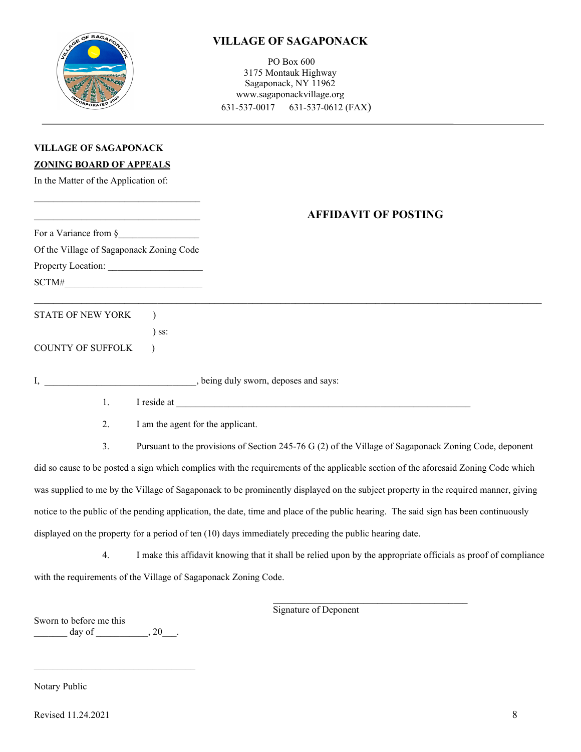# VILLAGE OF SAGAPONACK

PO Box 600
3175 Montauk Highway
Sagaponack, NY 11962
www.sagaponackvillage.org
631-537-0017     631-537-0612 (FAX)

---

**VILLAGE OF SAGAPONACK**

**ZONING BOARD OF APPEALS**

In the Matter of the Application of:

__________________________________

__________________________________

## AFFIDAVIT OF POSTING

For a Variance from §_________________

Of the Village of Sagaponack Zoning Code

Property Location: ____________________

SCTM#_____________________________

---

STATE OF NEW YORK )
) ss:
COUNTY OF SUFFOLK )

I, _______________________________, being duly sworn, deposes and says:

1. I reside at _________________________________________________________________

2. I am the agent for the applicant.

3. Pursuant to the provisions of Section 245-76 G (2) of the Village of Sagaponack Zoning Code, deponent did so cause to be posted a sign which complies with the requirements of the applicable section of the aforesaid Zoning Code which was supplied to me by the Village of Sagaponack to be prominently displayed on the subject property in the required manner, giving notice to the public of the pending application, the date, time and place of the public hearing. The said sign has been continuously displayed on the property for a period of ten (10) days immediately preceding the public hearing date.

4. I make this affidavit knowing that it shall be relied upon by the appropriate officials as proof of compliance with the requirements of the Village of Sagaponack Zoning Code.

__________________________________________
Signature of Deponent

Sworn to before me this
_______ day of ___________, 20___.

__________________________________

Notary Public

Revised 11.24.2021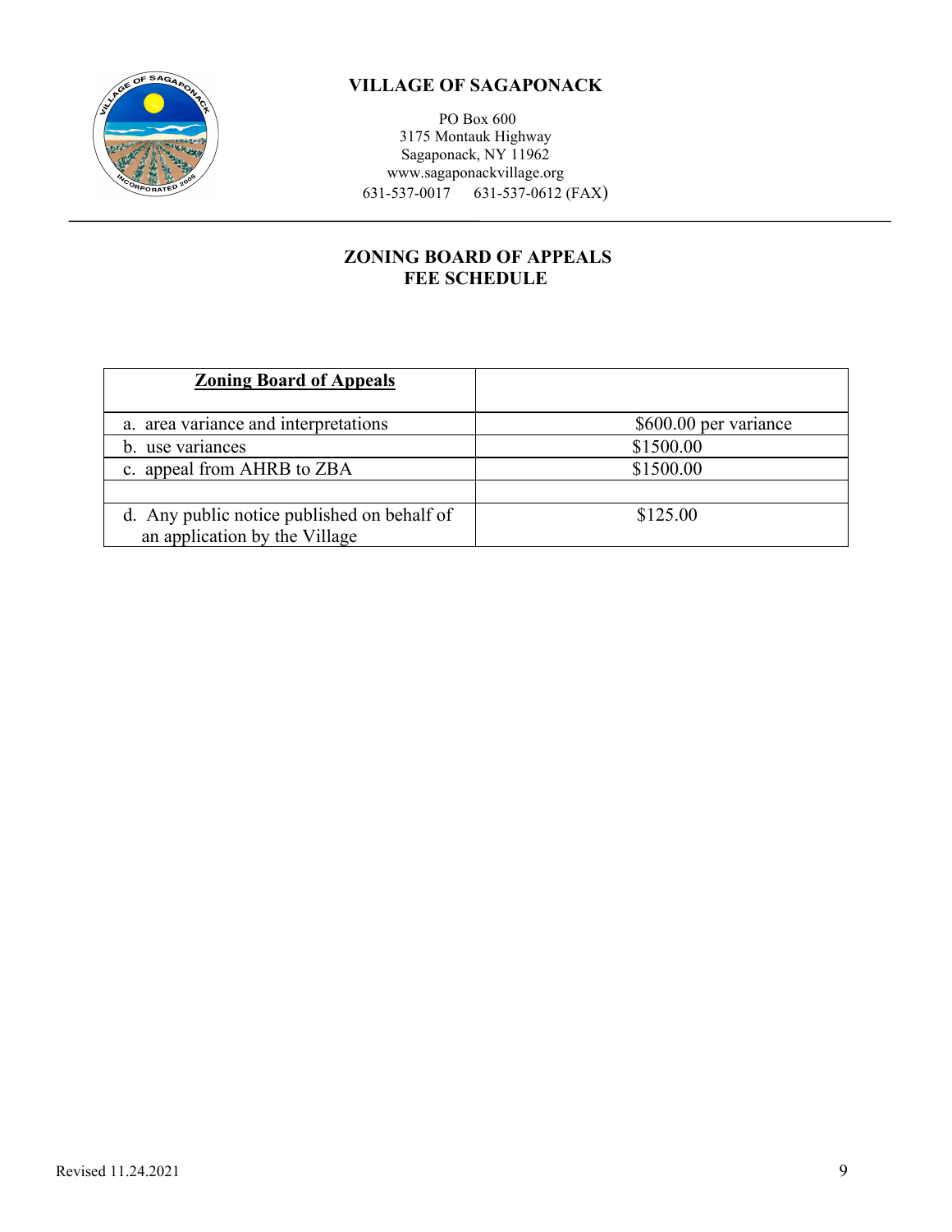# VILLAGE OF SAGAPONACK

PO Box 600
3175 Montauk Highway
Sagaponack, NY 11962
www.sagaponackvillage.org
631-537-0017 631-537-0612 (FAX)

## ZONING BOARD OF APPEALS
## FEE SCHEDULE

| **Zoning Board of Appeals** | |
|---|---|
| a. area variance and interpretations | $600.00 per variance |
| b. use variances | $1500.00 |
| c. appeal from AHRB to ZBA | $1500.00 |
| | |
| d. Any public notice published on behalf of an application by the Village | $125.00 |

Revised 11.24.2021